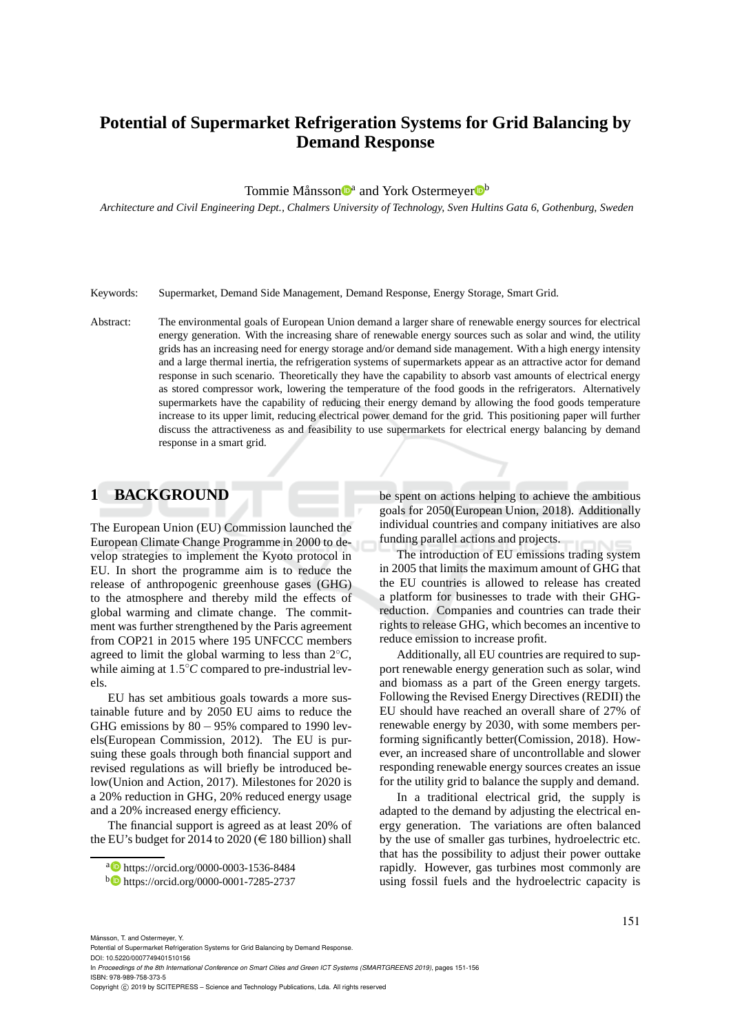# Potential of Supermarket Refrigeration Systems for Grid Balancing by Demand Response

Tommie Månsson[a] and York Ostermeyer[b]

*Architecture and Civil Engineering Dept., Chalmers University of Technology, Sven Hultins Gata 6, Gothenburg, Sweden*

Keywords: Supermarket, Demand Side Management, Demand Response, Energy Storage, Smart Grid.

Abstract: The environmental goals of European Union demand a larger share of renewable energy sources for electrical energy generation. With the increasing share of renewable energy sources such as solar and wind, the utility grids has an increasing need for energy storage and/or demand side management. With a high energy intensity and a large thermal inertia, the refrigeration systems of supermarkets appear as an attractive actor for demand response in such scenario. Theoretically they have the capability to absorb vast amounts of electrical energy as stored compressor work, lowering the temperature of the food goods in the refrigerators. Alternatively supermarkets have the capability of reducing their energy demand by allowing the food goods temperature increase to its upper limit, reducing electrical power demand for the grid. This positioning paper will further discuss the attractiveness as and feasibility to use supermarkets for electrical energy balancing by demand response in a smart grid.

## 1 BACKGROUND

The European Union (EU) Commission launched the European Climate Change Programme in 2000 to develop strategies to implement the Kyoto protocol in EU. In short the programme aim is to reduce the release of anthropogenic greenhouse gases (GHG) to the atmosphere and thereby mild the effects of global warming and climate change. The commitment was further strengthened by the Paris agreement from COP21 in 2015 where 195 UNFCCC members agreed to limit the global warming to less than $2°C$, while aiming at $1.5°C$ compared to pre-industrial levels.

EU has set ambitious goals towards a more sustainable future and by 2050 EU aims to reduce the GHG emissions by $80-95\%$ compared to 1990 levels(European Commission, 2012). The EU is pursuing these goals through both financial support and revised regulations as will briefly be introduced below(Union and Action, 2017). Milestones for 2020 is a 20% reduction in GHG, 20% reduced energy usage and a 20% increased energy efficiency.

The financial support is agreed as at least 20% of the EU's budget for 2014 to 2020 (€ 180 billion) shall be spent on actions helping to achieve the ambitious goals for 2050(European Union, 2018). Additionally individual countries and company initiatives are also funding parallel actions and projects.

The introduction of EU emissions trading system in 2005 that limits the maximum amount of GHG that the EU countries is allowed to release has created a platform for businesses to trade with their GHG-reduction. Companies and countries can trade their rights to release GHG, which becomes an incentive to reduce emission to increase profit.

Additionally, all EU countries are required to support renewable energy generation such as solar, wind and biomass as a part of the Green energy targets. Following the Revised Energy Directives (REDII) the EU should have reached an overall share of 27% of renewable energy by 2030, with some members performing significantly better(Comission, 2018). However, an increased share of uncontrollable and slower responding renewable energy sources creates an issue for the utility grid to balance the supply and demand.

In a traditional electrical grid, the supply is adapted to the demand by adjusting the electrical energy generation. The variations are often balanced by the use of smaller gas turbines, hydroelectric etc. that has the possibility to adjust their power outtake rapidly. However, gas turbines most commonly are using fossil fuels and the hydroelectric capacity is

[a] https://orcid.org/0000-0003-1536-8484

[b] https://orcid.org/0000-0001-7285-2737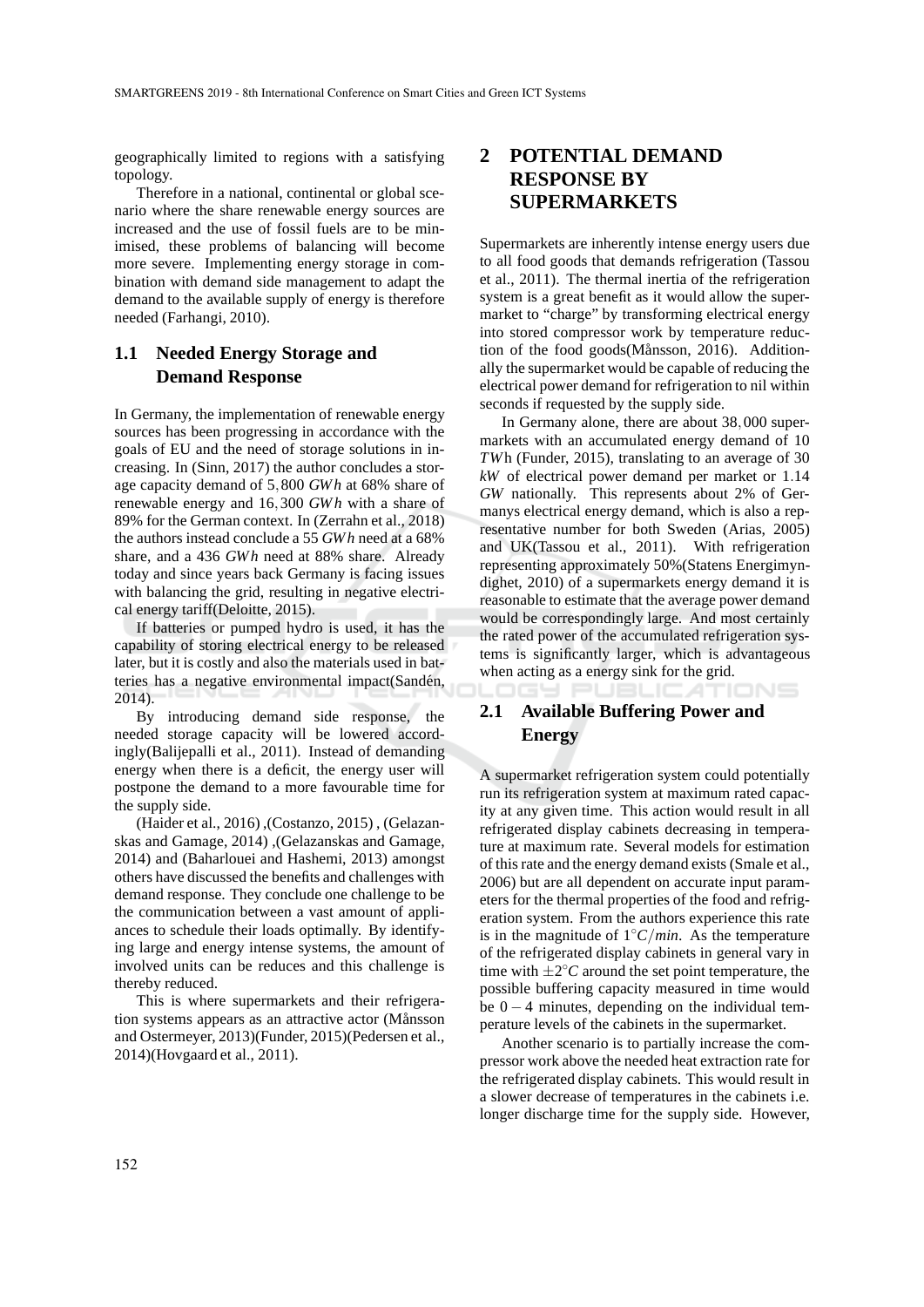geographically limited to regions with a satisfying topology.

Therefore in a national, continental or global scenario where the share renewable energy sources are increased and the use of fossil fuels are to be minimised, these problems of balancing will become more severe. Implementing energy storage in combination with demand side management to adapt the demand to the available supply of energy is therefore needed (Farhangi, 2010).

### 1.1 Needed Energy Storage and Demand Response

In Germany, the implementation of renewable energy sources has been progressing in accordance with the goals of EU and the need of storage solutions in increasing. In (Sinn, 2017) the author concludes a storage capacity demand of $5,800$ $GWh$ at 68% share of renewable energy and $16,300$ $GWh$ with a share of 89% for the German context. In (Zerrahn et al., 2018) the authors instead conclude a 55 $GWh$ need at a 68% share, and a 436 $GWh$ need at 88% share. Already today and since years back Germany is facing issues with balancing the grid, resulting in negative electrical energy tariff(Deloitte, 2015).

If batteries or pumped hydro is used, it has the capability of storing electrical energy to be released later, but it is costly and also the materials used in batteries has a negative environmental impact(Sandén, 2014).

By introducing demand side response, the needed storage capacity will be lowered accordingly(Balijepalli et al., 2011). Instead of demanding energy when there is a deficit, the energy user will postpone the demand to a more favourable time for the supply side.

(Haider et al., 2016) ,(Costanzo, 2015) , (Gelazanskas and Gamage, 2014) ,(Gelazanskas and Gamage, 2014) and (Baharlouei and Hashemi, 2013) amongst others have discussed the benefits and challenges with demand response. They conclude one challenge to be the communication between a vast amount of appliances to schedule their loads optimally. By identifying large and energy intense systems, the amount of involved units can be reduces and this challenge is thereby reduced.

This is where supermarkets and their refrigeration systems appears as an attractive actor (Månsson and Ostermeyer, 2013)(Funder, 2015)(Pedersen et al., 2014)(Hovgaard et al., 2011).

## 2 POTENTIAL DEMAND RESPONSE BY SUPERMARKETS

Supermarkets are inherently intense energy users due to all food goods that demands refrigeration (Tassou et al., 2011). The thermal inertia of the refrigeration system is a great benefit as it would allow the supermarket to "charge" by transforming electrical energy into stored compressor work by temperature reduction of the food goods(Månsson, 2016). Additionally the supermarket would be capable of reducing the electrical power demand for refrigeration to nil within seconds if requested by the supply side.

In Germany alone, there are about $38,000$ supermarkets with an accumulated energy demand of 10 $TWh$ (Funder, 2015), translating to an average of 30 $kW$ of electrical power demand per market or 1.14 $GW$ nationally. This represents about 2% of Germanys electrical energy demand, which is also a representative number for both Sweden (Arias, 2005) and UK(Tassou et al., 2011). With refrigeration representing approximately 50%(Statens Energimyndighet, 2010) of a supermarkets energy demand it is reasonable to estimate that the average power demand would be correspondingly large. And most certainly the rated power of the accumulated refrigeration systems is significantly larger, which is advantageous when acting as a energy sink for the grid.

### 2.1 Available Buffering Power and Energy

A supermarket refrigeration system could potentially run its refrigeration system at maximum rated capacity at any given time. This action would result in all refrigerated display cabinets decreasing in temperature at maximum rate. Several models for estimation of this rate and the energy demand exists (Smale et al., 2006) but are all dependent on accurate input parameters for the thermal properties of the food and refrigeration system. From the authors experience this rate is in the magnitude of $1^{\circ}C/min$. As the temperature of the refrigerated display cabinets in general vary in time with $\pm 2^{\circ}C$ around the set point temperature, the possible buffering capacity measured in time would be $0-4$ minutes, depending on the individual temperature levels of the cabinets in the supermarket.

Another scenario is to partially increase the compressor work above the needed heat extraction rate for the refrigerated display cabinets. This would result in a slower decrease of temperatures in the cabinets i.e. longer discharge time for the supply side. However,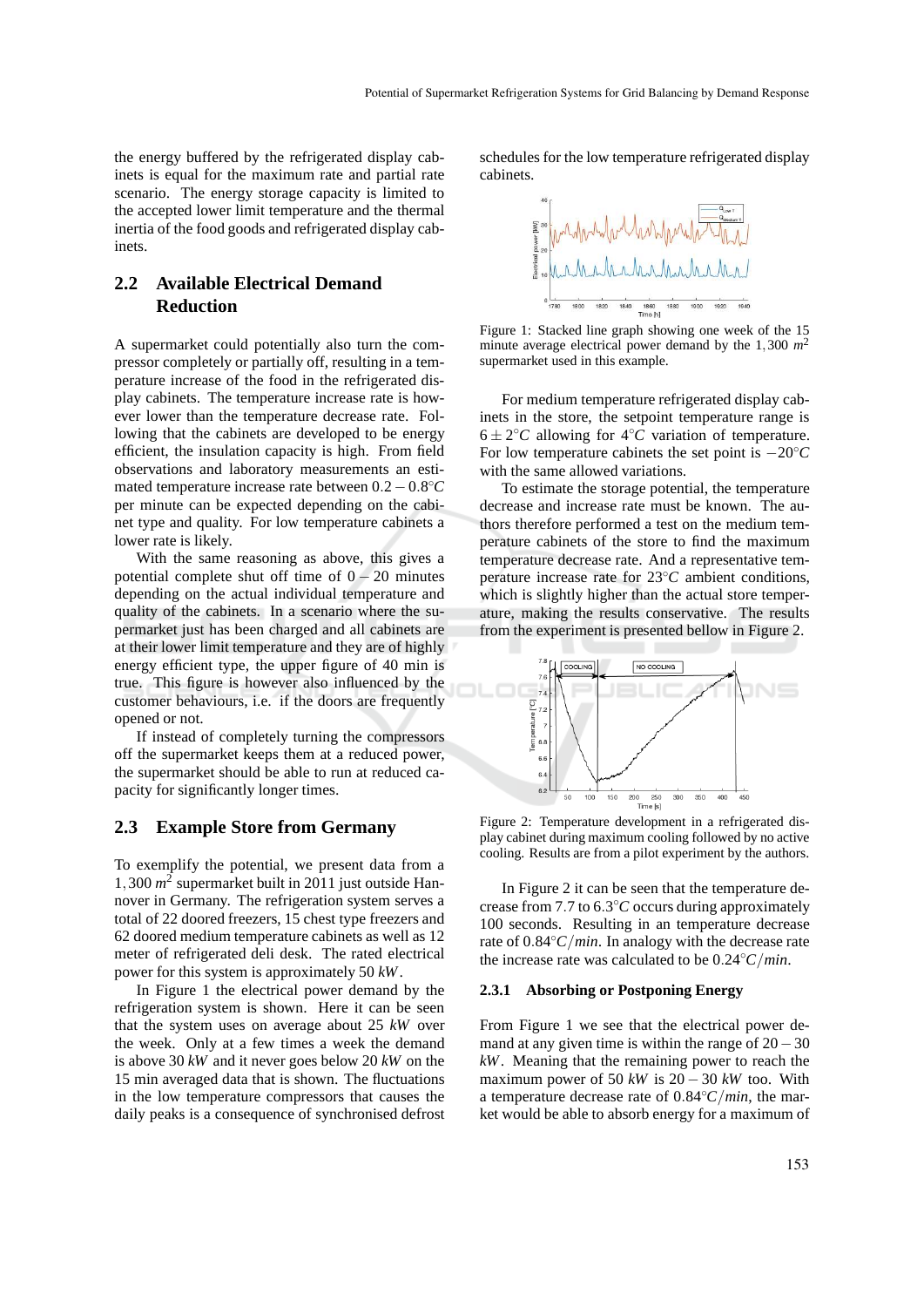the energy buffered by the refrigerated display cabinets is equal for the maximum rate and partial rate scenario. The energy storage capacity is limited to the accepted lower limit temperature and the thermal inertia of the food goods and refrigerated display cabinets.

## 2.2 Available Electrical Demand Reduction

A supermarket could potentially also turn the compressor completely or partially off, resulting in a temperature increase of the food in the refrigerated display cabinets. The temperature increase rate is however lower than the temperature decrease rate. Following that the cabinets are developed to be energy efficient, the insulation capacity is high. From field observations and laboratory measurements an estimated temperature increase rate between $0.2-0.8°C$ per minute can be expected depending on the cabinet type and quality. For low temperature cabinets a lower rate is likely.

With the same reasoning as above, this gives a potential complete shut off time of 0 – 20 minutes depending on the actual individual temperature and quality of the cabinets. In a scenario where the supermarket just has been charged and all cabinets are at their lower limit temperature and they are of highly energy efficient type, the upper figure of 40 min is true. This figure is however also influenced by the customer behaviours, i.e. if the doors are frequently opened or not.

If instead of completely turning the compressors off the supermarket keeps them at a reduced power, the supermarket should be able to run at reduced capacity for significantly longer times.

## 2.3 Example Store from Germany

To exemplify the potential, we present data from a $1,300\ m^2$ supermarket built in 2011 just outside Hannover in Germany. The refrigeration system serves a total of 22 doored freezers, 15 chest type freezers and 62 doored medium temperature cabinets as well as 12 meter of refrigerated deli desk. The rated electrical power for this system is approximately 50 $kW$.

In Figure 1 the electrical power demand by the refrigeration system is shown. Here it can be seen that the system uses on average about 25 $kW$ over the week. Only at a few times a week the demand is above 30 $kW$ and it never goes below 20 $kW$ on the 15 min averaged data that is shown. The fluctuations in the low temperature compressors that causes the daily peaks is a consequence of synchronised defrost schedules for the low temperature refrigerated display cabinets.

Figure 1: Stacked line graph showing one week of the 15 minute average electrical power demand by the $1,300\ m^2$ supermarket used in this example.

For medium temperature refrigerated display cabinets in the store, the setpoint temperature range is $6 \pm 2°C$ allowing for $4°C$ variation of temperature. For low temperature cabinets the set point is $-20°C$ with the same allowed variations.

To estimate the storage potential, the temperature decrease and increase rate must be known. The authors therefore performed a test on the medium temperature cabinets of the store to find the maximum temperature decrease rate. And a representative temperature increase rate for $23°C$ ambient conditions, which is slightly higher than the actual store temperature, making the results conservative. The results from the experiment is presented bellow in Figure 2.

Figure 2: Temperature development in a refrigerated display cabinet during maximum cooling followed by no active cooling. Results are from a pilot experiment by the authors.

In Figure 2 it can be seen that the temperature decrease from 7.7 to $6.3°C$ occurs during approximately 100 seconds. Resulting in an temperature decrease rate of $0.84°C/min$. In analogy with the decrease rate the increase rate was calculated to be $0.24°C/min$.

### 2.3.1 Absorbing or Postponing Energy

From Figure 1 we see that the electrical power demand at any given time is within the range of $20-30$ $kW$. Meaning that the remaining power to reach the maximum power of 50 $kW$ is $20-30$ $kW$ too. With a temperature decrease rate of $0.84°C/min$, the market would be able to absorb energy for a maximum of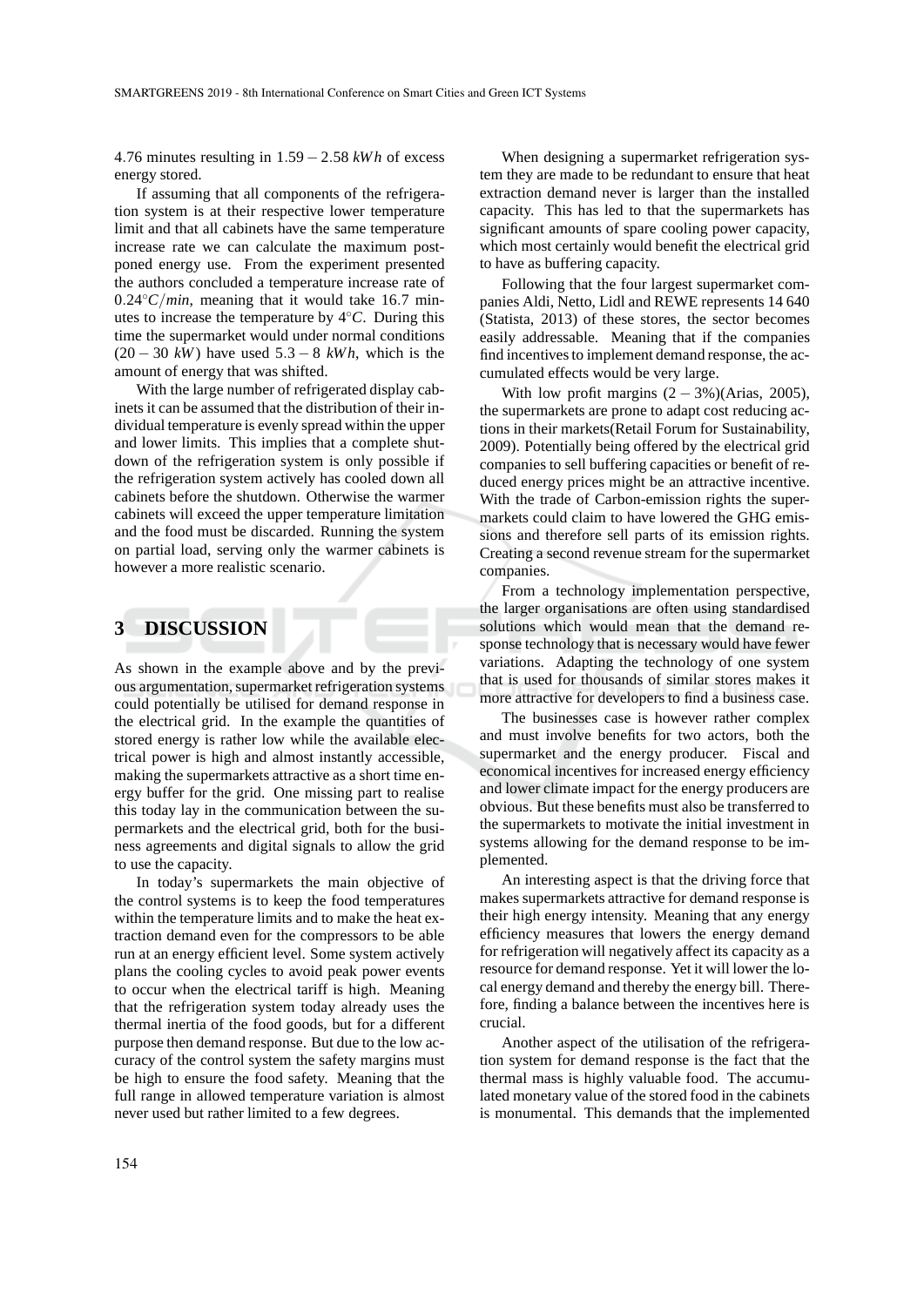4.76 minutes resulting in $1.59-2.58\ kWh$ of excess energy stored.

If assuming that all components of the refrigeration system is at their respective lower temperature limit and that all cabinets have the same temperature increase rate we can calculate the maximum postponed energy use. From the experiment presented the authors concluded a temperature increase rate of $0.24°C/min$, meaning that it would take 16.7 minutes to increase the temperature by $4°C$. During this time the supermarket would under normal conditions $(20-30\ kW)$ have used $5.3-8\ kWh$, which is the amount of energy that was shifted.

With the large number of refrigerated display cabinets it can be assumed that the distribution of their individual temperature is evenly spread within the upper and lower limits. This implies that a complete shutdown of the refrigeration system is only possible if the refrigeration system actively has cooled down all cabinets before the shutdown. Otherwise the warmer cabinets will exceed the upper temperature limitation and the food must be discarded. Running the system on partial load, serving only the warmer cabinets is however a more realistic scenario.

## 3 DISCUSSION

As shown in the example above and by the previous argumentation, supermarket refrigeration systems could potentially be utilised for demand response in the electrical grid. In the example the quantities of stored energy is rather low while the available electrical power is high and almost instantly accessible, making the supermarkets attractive as a short time energy buffer for the grid. One missing part to realise this today lay in the communication between the supermarkets and the electrical grid, both for the business agreements and digital signals to allow the grid to use the capacity.

In today's supermarkets the main objective of the control systems is to keep the food temperatures within the temperature limits and to make the heat extraction demand even for the compressors to be able run at an energy efficient level. Some system actively plans the cooling cycles to avoid peak power events to occur when the electrical tariff is high. Meaning that the refrigeration system today already uses the thermal inertia of the food goods, but for a different purpose then demand response. But due to the low accuracy of the control system the safety margins must be high to ensure the food safety. Meaning that the full range in allowed temperature variation is almost never used but rather limited to a few degrees.

When designing a supermarket refrigeration system they are made to be redundant to ensure that heat extraction demand never is larger than the installed capacity. This has led to that the supermarkets has significant amounts of spare cooling power capacity, which most certainly would benefit the electrical grid to have as buffering capacity.

Following that the four largest supermarket companies Aldi, Netto, Lidl and REWE represents 14 640 (Statista, 2013) of these stores, the sector becomes easily addressable. Meaning that if the companies find incentives to implement demand response, the accumulated effects would be very large.

With low profit margins $(2-3\%)$(Arias, 2005), the supermarkets are prone to adapt cost reducing actions in their markets(Retail Forum for Sustainability, 2009). Potentially being offered by the electrical grid companies to sell buffering capacities or benefit of reduced energy prices might be an attractive incentive. With the trade of Carbon-emission rights the supermarkets could claim to have lowered the GHG emissions and therefore sell parts of its emission rights. Creating a second revenue stream for the supermarket companies.

From a technology implementation perspective, the larger organisations are often using standardised solutions which would mean that the demand response technology that is necessary would have fewer variations. Adapting the technology of one system that is used for thousands of similar stores makes it more attractive for developers to find a business case.

The businesses case is however rather complex and must involve benefits for two actors, both the supermarket and the energy producer. Fiscal and economical incentives for increased energy efficiency and lower climate impact for the energy producers are obvious. But these benefits must also be transferred to the supermarkets to motivate the initial investment in systems allowing for the demand response to be implemented.

An interesting aspect is that the driving force that makes supermarkets attractive for demand response is their high energy intensity. Meaning that any energy efficiency measures that lowers the energy demand for refrigeration will negatively affect its capacity as a resource for demand response. Yet it will lower the local energy demand and thereby the energy bill. Therefore, finding a balance between the incentives here is crucial.

Another aspect of the utilisation of the refrigeration system for demand response is the fact that the thermal mass is highly valuable food. The accumulated monetary value of the stored food in the cabinets is monumental. This demands that the implemented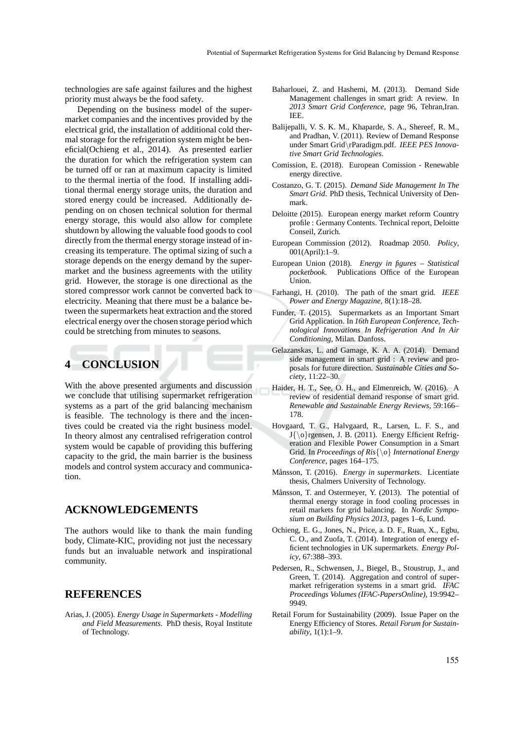technologies are safe against failures and the highest priority must always be the food safety.

Depending on the business model of the supermarket companies and the incentives provided by the electrical grid, the installation of additional cold thermal storage for the refrigeration system might be beneficial(Ochieng et al., 2014). As presented earlier the duration for which the refrigeration system can be turned off or ran at maximum capacity is limited to the thermal inertia of the food. If installing additional thermal energy storage units, the duration and stored energy could be increased. Additionally depending on on chosen technical solution for thermal energy storage, this would also allow for complete shutdown by allowing the valuable food goods to cool directly from the thermal energy storage instead of increasing its temperature. The optimal sizing of such a storage depends on the energy demand by the supermarket and the business agreements with the utility grid. However, the storage is one directional as the stored compressor work cannot be converted back to electricity. Meaning that there must be a balance between the supermarkets heat extraction and the stored electrical energy over the chosen storage period which could be stretching from minutes to seasons.

## 4 CONCLUSION

With the above presented arguments and discussion we conclude that utilising supermarket refrigeration systems as a part of the grid balancing mechanism is feasible. The technology is there and the incentives could be created via the right business model. In theory almost any centralised refrigeration control system would be capable of providing this buffering capacity to the grid, the main barrier is the business models and control system accuracy and communication.

## ACKNOWLEDGEMENTS

The authors would like to thank the main funding body, Climate-KIC, providing not just the necessary funds but an invaluable network and inspirational community.

## REFERENCES

Arias, J. (2005). *Energy Usage in Supermarkets - Modelling and Field Measurements*. PhD thesis, Royal Institute of Technology.

Baharlouei, Z. and Hashemi, M. (2013). Demand Side Management challenges in smart grid: A review. In *2013 Smart Grid Conference*, page 96, Tehran,Iran. IEE.

Balijepalli, V. S. K. M., Khaparde, S. A., Shereef, R. M., and Pradhan, V. (2011). Review of Demand Response under Smart Grid\rParadigm.pdf. *IEEE PES Innovative Smart Grid Technologies*.

Comission, E. (2018). European Comission - Renewable energy directive.

Costanzo, G. T. (2015). *Demand Side Management In The Smart Grid*. PhD thesis, Technical University of Denmark.

Deloitte (2015). European energy market reform Country profile : Germany Contents. Technical report, Deloitte Conseil, Zurich.

European Commission (2012). Roadmap 2050. *Policy*, 001(April):1–9.

European Union (2018). *Energy in figures – Statistical pocketbook*. Publications Office of the European Union.

Farhangi, H. (2010). The path of the smart grid. *IEEE Power and Energy Magazine*, 8(1):18–28.

Funder, T. (2015). Supermarkets as an Important Smart Grid Application. In *16th European Conference, Technological Innovations In Refrigeration And In Air Conditioning*, Milan. Danfoss.

Gelazanskas, L. and Gamage, K. A. A. (2014). Demand side management in smart grid : A review and proposals for future direction. *Sustainable Cities and Society*, 11:22–30.

Haider, H. T., See, O. H., and Elmenreich, W. (2016). A review of residential demand response of smart grid. *Renewable and Sustainable Energy Reviews*, 59:166–178.

Hovgaard, T. G., Halvgaard, R., Larsen, L. F. S., and J{\o}rgensen, J. B. (2011). Energy Efficient Refrigeration and Flexible Power Consumption in a Smart Grid. In *Proceedings of Ris{\o} International Energy Conference*, pages 164–175.

Månsson, T. (2016). *Energy in supermarkets*. Licentiate thesis, Chalmers University of Technology.

Månsson, T. and Ostermeyer, Y. (2013). The potential of thermal energy storage in food cooling processes in retail markets for grid balancing. In *Nordic Symposium on Building Physics 2013*, pages 1–6, Lund.

Ochieng, E. G., Jones, N., Price, a. D. F., Ruan, X., Egbu, C. O., and Zuofa, T. (2014). Integration of energy efficient technologies in UK supermarkets. *Energy Policy*, 67:388–393.

Pedersen, R., Schwensen, J., Biegel, B., Stoustrup, J., and Green, T. (2014). Aggregation and control of supermarket refrigeration systems in a smart grid. *IFAC Proceedings Volumes (IFAC-PapersOnline)*, 19:9942–9949.

Retail Forum for Sustainability (2009). Issue Paper on the Energy Efficiency of Stores. *Retail Forum for Sustainability*, 1(1):1–9.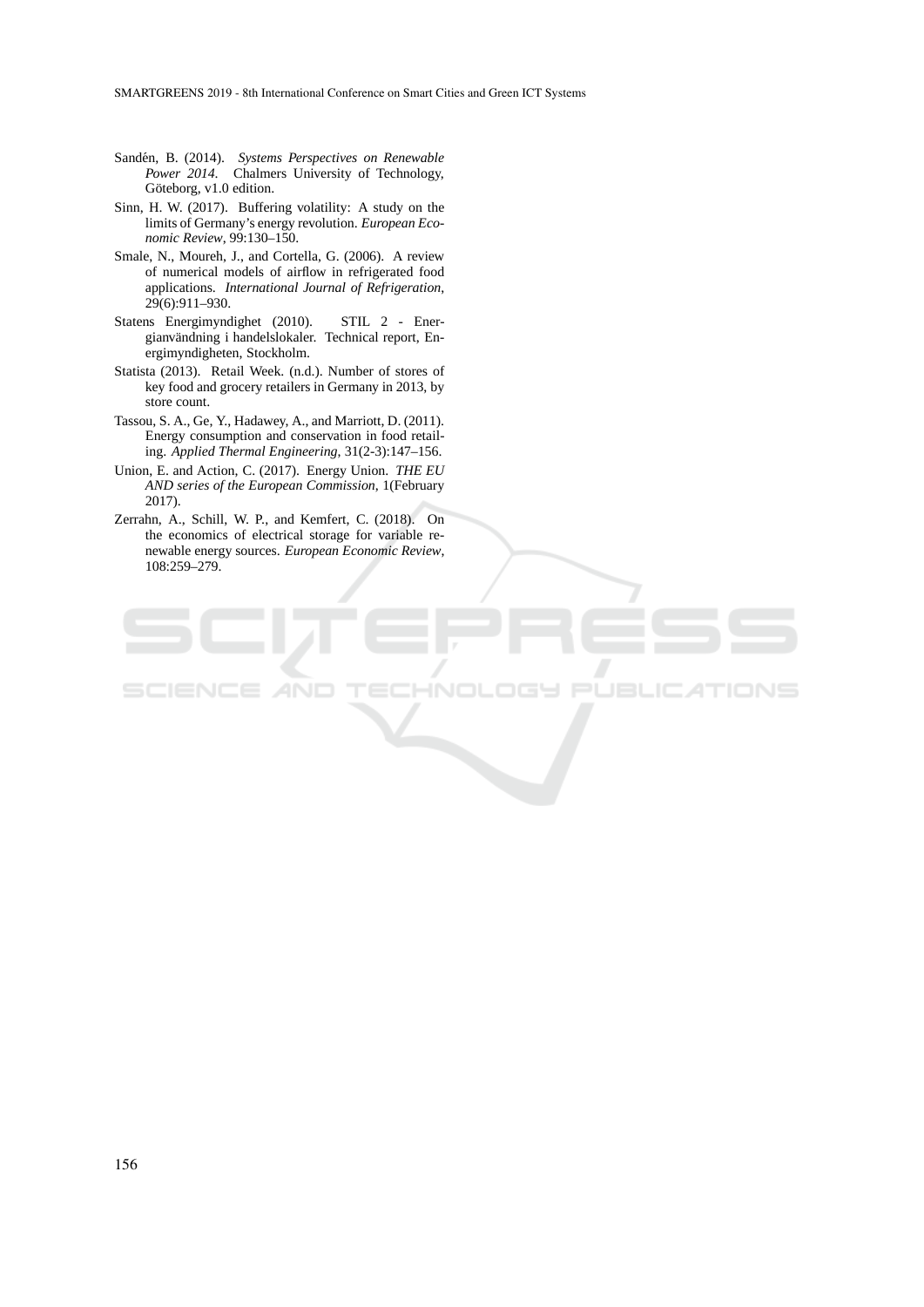Sandén, B. (2014). *Systems Perspectives on Renewable Power 2014*. Chalmers University of Technology, Göteborg, v1.0 edition.

Sinn, H. W. (2017). Buffering volatility: A study on the limits of Germany's energy revolution. *European Economic Review*, 99:130–150.

Smale, N., Moureh, J., and Cortella, G. (2006). A review of numerical models of airflow in refrigerated food applications. *International Journal of Refrigeration*, 29(6):911–930.

Statens Energimyndighet (2010). STIL 2 - Energianvändning i handelslokaler. Technical report, Energimyndigheten, Stockholm.

Statista (2013). Retail Week. (n.d.). Number of stores of key food and grocery retailers in Germany in 2013, by store count.

Tassou, S. A., Ge, Y., Hadawey, A., and Marriott, D. (2011). Energy consumption and conservation in food retailing. *Applied Thermal Engineering*, 31(2-3):147–156.

Union, E. and Action, C. (2017). Energy Union. *THE EU AND series of the European Commission*, 1(February 2017).

Zerrahn, A., Schill, W. P., and Kemfert, C. (2018). On the economics of electrical storage for variable renewable energy sources. *European Economic Review*, 108:259–279.